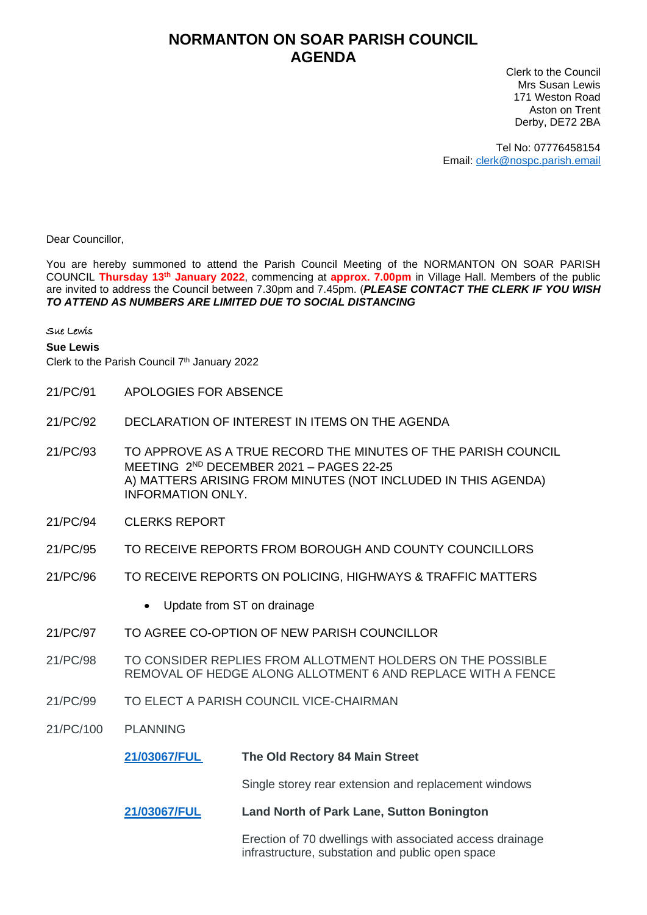# NORMANTON ON SOAR PARISH COUNCIL
# AGENDA

Clerk to the Council
Mrs Susan Lewis
171 Weston Road
Aston on Trent
Derby, DE72 2BA

Tel No: 07776458154
Email: clerk@nospc.parish.email

Dear Councillor,

You are hereby summoned to attend the Parish Council Meeting of the NORMANTON ON SOAR PARISH COUNCIL **Thursday 13th January 2022**, commencing at **approx. 7.00pm** in Village Hall. Members of the public are invited to address the Council between 7.30pm and 7.45pm. (***PLEASE CONTACT THE CLERK IF YOU WISH TO ATTEND AS NUMBERS ARE LIMITED DUE TO SOCIAL DISTANCING***

Sue Lewis

**Sue Lewis**
Clerk to the Parish Council 7th January 2022

21/PC/91 APOLOGIES FOR ABSENCE

21/PC/92 DECLARATION OF INTEREST IN ITEMS ON THE AGENDA

21/PC/93 TO APPROVE AS A TRUE RECORD THE MINUTES OF THE PARISH COUNCIL MEETING 2ND DECEMBER 2021 – PAGES 22-25
A) MATTERS ARISING FROM MINUTES (NOT INCLUDED IN THIS AGENDA) INFORMATION ONLY.

21/PC/94 CLERKS REPORT

21/PC/95 TO RECEIVE REPORTS FROM BOROUGH AND COUNTY COUNCILLORS

21/PC/96 TO RECEIVE REPORTS ON POLICING, HIGHWAYS & TRAFFIC MATTERS

- Update from ST on drainage

21/PC/97 TO AGREE CO-OPTION OF NEW PARISH COUNCILLOR

21/PC/98 TO CONSIDER REPLIES FROM ALLOTMENT HOLDERS ON THE POSSIBLE REMOVAL OF HEDGE ALONG ALLOTMENT 6 AND REPLACE WITH A FENCE

21/PC/99 TO ELECT A PARISH COUNCIL VICE-CHAIRMAN

21/PC/100 PLANNING

**21/03067/FUL** **The Old Rectory 84 Main Street**

Single storey rear extension and replacement windows

**21/03067/FUL** **Land North of Park Lane, Sutton Bonington**

Erection of 70 dwellings with associated access drainage infrastructure, substation and public open space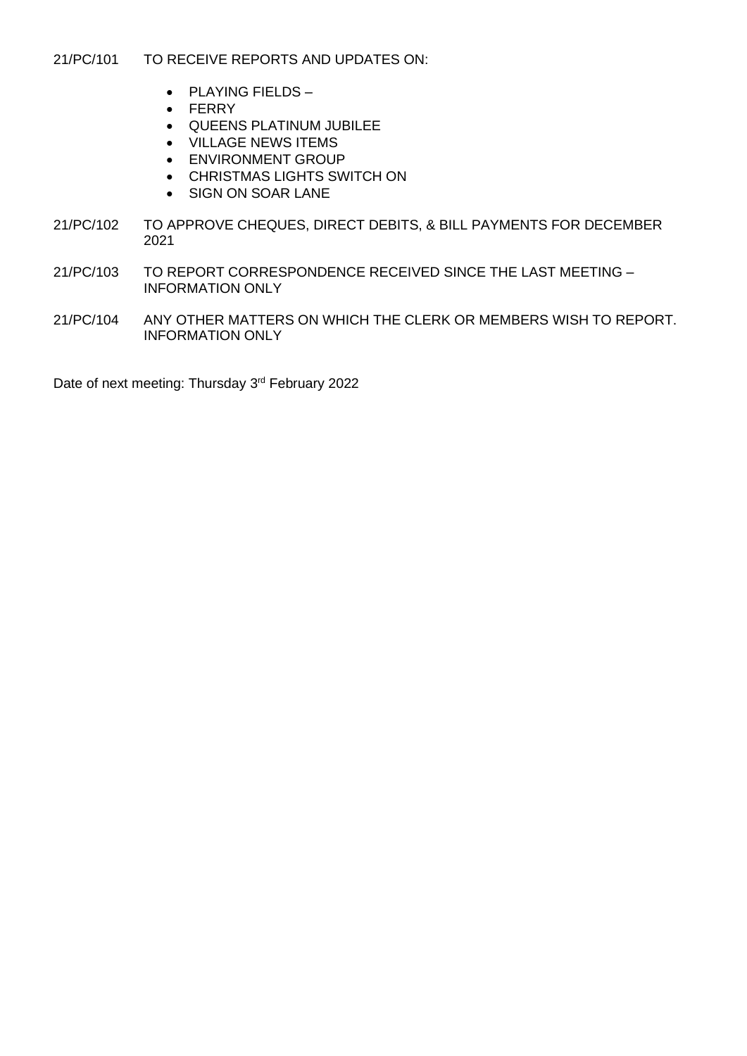21/PC/101 TO RECEIVE REPORTS AND UPDATES ON:

- PLAYING FIELDS –
- FERRY
- QUEENS PLATINUM JUBILEE
- VILLAGE NEWS ITEMS
- ENVIRONMENT GROUP
- CHRISTMAS LIGHTS SWITCH ON
- SIGN ON SOAR LANE

21/PC/102 TO APPROVE CHEQUES, DIRECT DEBITS, & BILL PAYMENTS FOR DECEMBER 2021

21/PC/103 TO REPORT CORRESPONDENCE RECEIVED SINCE THE LAST MEETING – INFORMATION ONLY

21/PC/104 ANY OTHER MATTERS ON WHICH THE CLERK OR MEMBERS WISH TO REPORT. INFORMATION ONLY

Date of next meeting: Thursday 3rd February 2022